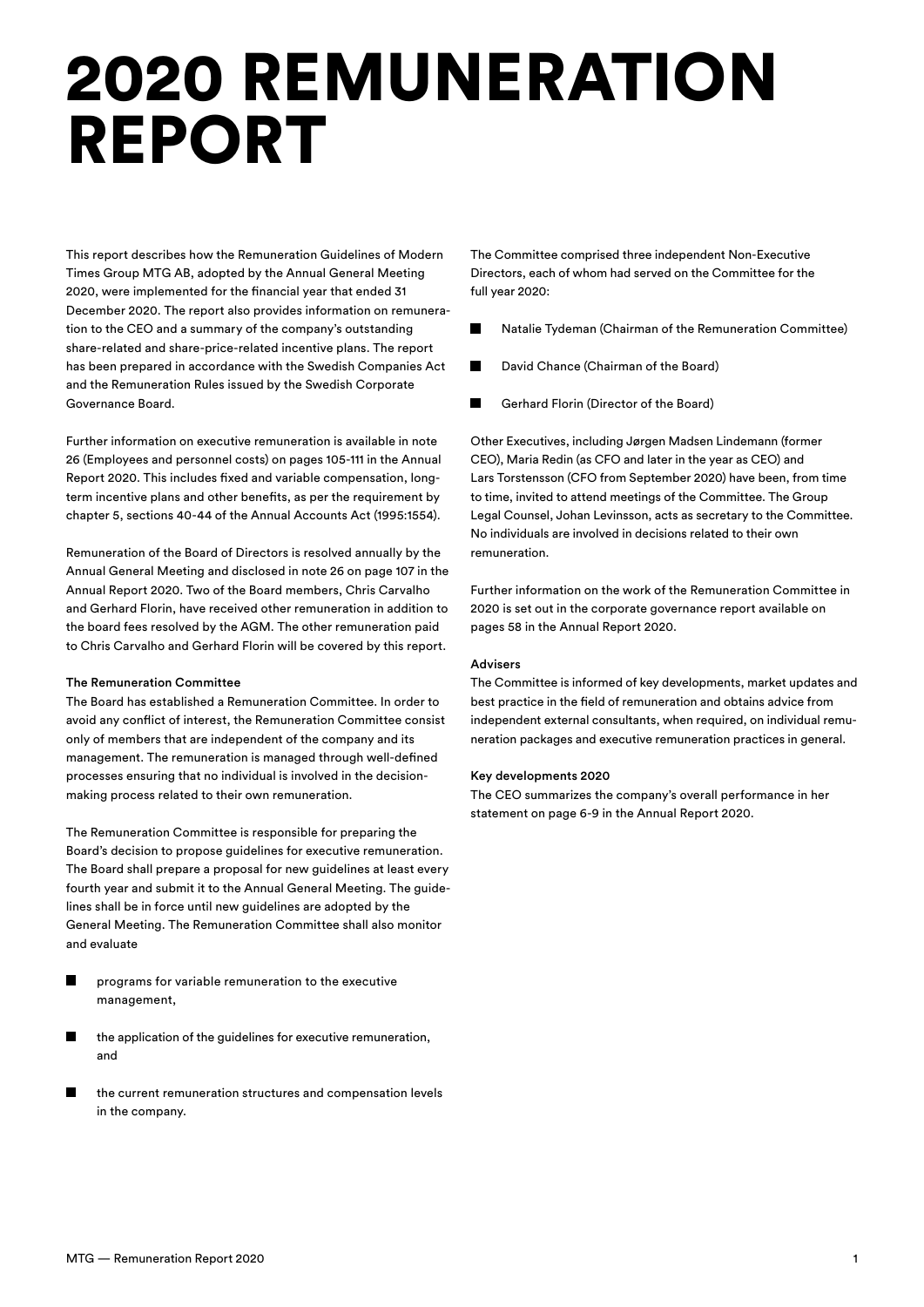# 2020 REMUNERATION REPORT

This report describes how the Remuneration Guidelines of Modern Times Group MTG AB, adopted by the Annual General Meeting 2020, were implemented for the financial year that ended 31 December 2020. The report also provides information on remuneration to the CEO and a summary of the company's outstanding share-related and share-price-related incentive plans. The report has been prepared in accordance with the Swedish Companies Act and the Remuneration Rules issued by the Swedish Corporate Governance Board.

Further information on executive remuneration is available in note 26 (Employees and personnel costs) on pages 105-111 in the Annual Report 2020. This includes fixed and variable compensation, long-term incentive plans and other benefits, as per the requirement by chapter 5, sections 40-44 of the Annual Accounts Act (1995:1554).

Remuneration of the Board of Directors is resolved annually by the Annual General Meeting and disclosed in note 26 on page 107 in the Annual Report 2020. Two of the Board members, Chris Carvalho and Gerhard Florin, have received other remuneration in addition to the board fees resolved by the AGM. The other remuneration paid to Chris Carvalho and Gerhard Florin will be covered by this report.

**The Remuneration Committee**

The Board has established a Remuneration Committee. In order to avoid any conflict of interest, the Remuneration Committee consist only of members that are independent of the company and its management. The remuneration is managed through well-defined processes ensuring that no individual is involved in the decision-making process related to their own remuneration.

The Remuneration Committee is responsible for preparing the Board's decision to propose guidelines for executive remuneration. The Board shall prepare a proposal for new guidelines at least every fourth year and submit it to the Annual General Meeting. The guidelines shall be in force until new guidelines are adopted by the General Meeting. The Remuneration Committee shall also monitor and evaluate

- programs for variable remuneration to the executive management,
- the application of the guidelines for executive remuneration, and
- the current remuneration structures and compensation levels in the company.

The Committee comprised three independent Non-Executive Directors, each of whom had served on the Committee for the full year 2020:

- Natalie Tydeman (Chairman of the Remuneration Committee)
- David Chance (Chairman of the Board)
- Gerhard Florin (Director of the Board)

Other Executives, including Jørgen Madsen Lindemann (former CEO), Maria Redin (as CFO and later in the year as CEO) and Lars Torstensson (CFO from September 2020) have been, from time to time, invited to attend meetings of the Committee. The Group Legal Counsel, Johan Levinsson, acts as secretary to the Committee. No individuals are involved in decisions related to their own remuneration.

Further information on the work of the Remuneration Committee in 2020 is set out in the corporate governance report available on pages 58 in the Annual Report 2020.

**Advisers**

The Committee is informed of key developments, market updates and best practice in the field of remuneration and obtains advice from independent external consultants, when required, on individual remuneration packages and executive remuneration practices in general.

**Key developments 2020**

The CEO summarizes the company's overall performance in her statement on page 6-9 in the Annual Report 2020.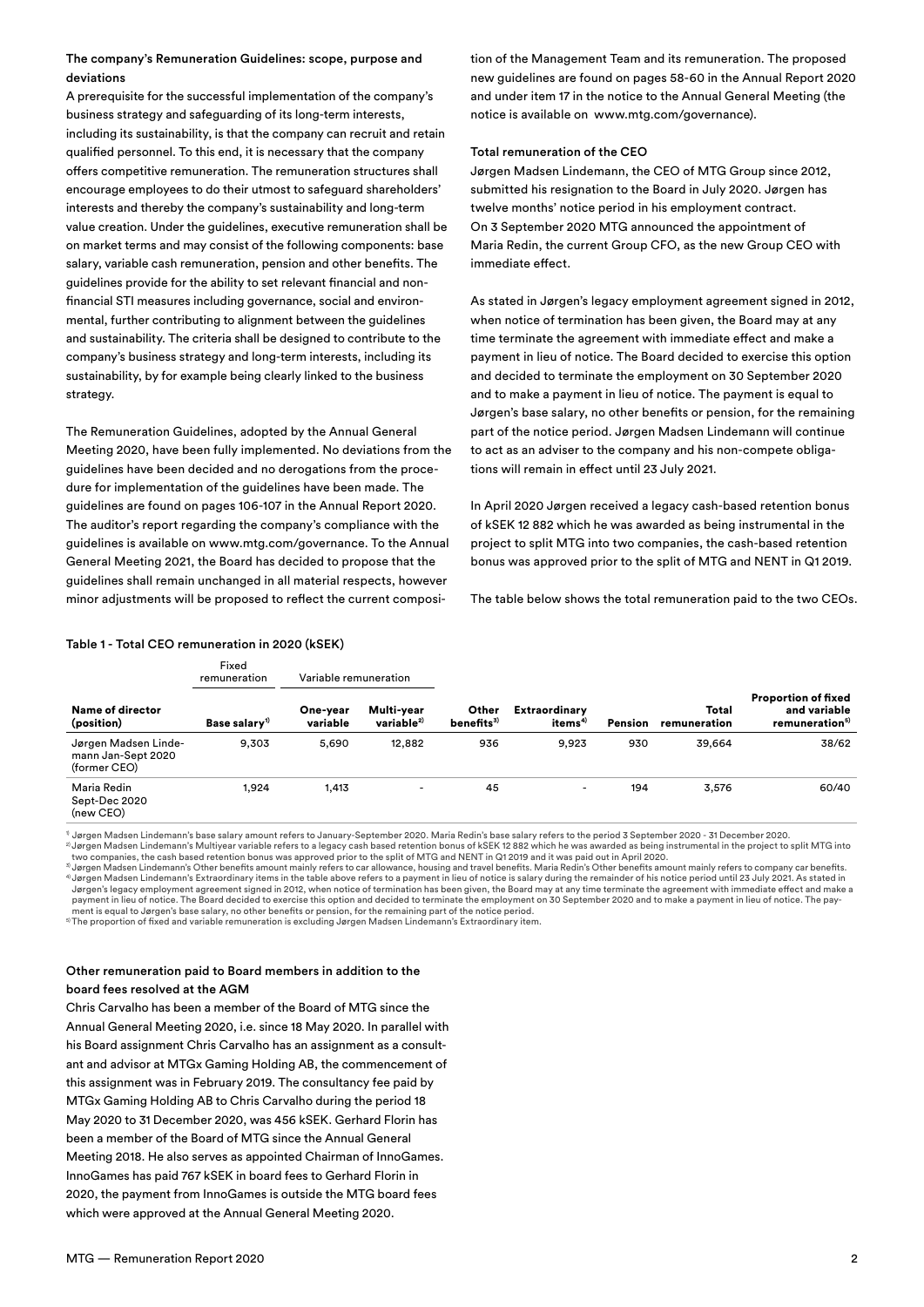### The company's Remuneration Guidelines: scope, purpose and deviations

A prerequisite for the successful implementation of the company's business strategy and safeguarding of its long-term interests, including its sustainability, is that the company can recruit and retain qualified personnel. To this end, it is necessary that the company offers competitive remuneration. The remuneration structures shall encourage employees to do their utmost to safeguard shareholders' interests and thereby the company's sustainability and long-term value creation. Under the guidelines, executive remuneration shall be on market terms and may consist of the following components: base salary, variable cash remuneration, pension and other benefits. The guidelines provide for the ability to set relevant financial and non-financial STI measures including governance, social and environmental, further contributing to alignment between the guidelines and sustainability. The criteria shall be designed to contribute to the company's business strategy and long-term interests, including its sustainability, by for example being clearly linked to the business strategy.

The Remuneration Guidelines, adopted by the Annual General Meeting 2020, have been fully implemented. No deviations from the guidelines have been decided and no derogations from the procedure for implementation of the guidelines have been made. The guidelines are found on pages 106-107 in the Annual Report 2020. The auditor's report regarding the company's compliance with the guidelines is available on www.mtg.com/governance. To the Annual General Meeting 2021, the Board has decided to propose that the guidelines shall remain unchanged in all material respects, however minor adjustments will be proposed to reflect the current composition of the Management Team and its remuneration. The proposed new guidelines are found on pages 58-60 in the Annual Report 2020 and under item 17 in the notice to the Annual General Meeting (the notice is available on www.mtg.com/governance).

### Total remuneration of the CEO

Jørgen Madsen Lindemann, the CEO of MTG Group since 2012, submitted his resignation to the Board in July 2020. Jørgen has twelve months' notice period in his employment contract. On 3 September 2020 MTG announced the appointment of Maria Redin, the current Group CFO, as the new Group CEO with immediate effect.

As stated in Jørgen's legacy employment agreement signed in 2012, when notice of termination has been given, the Board may at any time terminate the agreement with immediate effect and make a payment in lieu of notice. The Board decided to exercise this option and decided to terminate the employment on 30 September 2020 and to make a payment in lieu of notice. The payment is equal to Jørgen's base salary, no other benefits or pension, for the remaining part of the notice period. Jørgen Madsen Lindemann will continue to act as an adviser to the company and his non-compete obligations will remain in effect until 23 July 2021.

In April 2020 Jørgen received a legacy cash-based retention bonus of kSEK 12 882 which he was awarded as being instrumental in the project to split MTG into two companies, the cash-based retention bonus was approved prior to the split of MTG and NENT in Q1 2019.

The table below shows the total remuneration paid to the two CEOs.

#### Table 1 - Total CEO remuneration in 2020 (kSEK)

| | Fixed remuneration | Variable remuneration | | | | | | |
|---|---|---|---|---|---|---|---|---|
| **Name of director (position)** | **Base salary[1]** | **One-year variable** | **Multi-year variable[2]** | **Other benefits[3]** | **Extraordinary items[4]** | **Pension** | **Total remuneration** | **Proportion of fixed and variable remuneration[5]** |
| Jørgen Madsen Lindemann Jan-Sept 2020 (former CEO) | 9,303 | 5,690 | 12,882 | 936 | 9,923 | 930 | 39,664 | 38/62 |
| Maria Redin Sept-Dec 2020 (new CEO) | 1,924 | 1,413 | - | 45 | - | 194 | 3,576 | 60/40 |

[1] Jørgen Madsen Lindemann's base salary amount refers to January-September 2020. Maria Redin's base salary refers to the period 3 September 2020 - 31 December 2020.
[2] Jørgen Madsen Lindemann's Multiyear variable refers to a legacy cash based retention bonus of kSEK 12 882 which he was awarded as being instrumental in the project to split MTG into two companies, the cash based retention bonus was approved prior to the split of MTG and NENT in Q1 2019 and it was paid out in April 2020.
[3] Jørgen Madsen Lindemann's Other benefits amount mainly refers to car allowance, housing and travel benefits. Maria Redin's Other benefits amount mainly refers to company car benefits.
[4] Jørgen Madsen Lindemann's Extraordinary items in the table above refers to a payment in lieu of notice is salary during the remainder of his notice period until 23 July 2021. As stated in Jørgen's legacy employment agreement signed in 2012, when notice of termination has been given, the Board may at any time terminate the agreement with immediate effect and make a payment in lieu of notice. The Board decided to exercise this option and decided to terminate the employment on 30 September 2020 and to make a payment in lieu of notice. The payment is equal to Jørgen's base salary, no other benefits or pension, for the remaining part of the notice period.
[5] The proportion of fixed and variable remuneration is excluding Jørgen Madsen Lindemann's Extraordinary item.

### Other remuneration paid to Board members in addition to the board fees resolved at the AGM

Chris Carvalho has been a member of the Board of MTG since the Annual General Meeting 2020, i.e. since 18 May 2020. In parallel with his Board assignment Chris Carvalho has an assignment as a consultant and advisor at MTGx Gaming Holding AB, the commencement of this assignment was in February 2019. The consultancy fee paid by MTGx Gaming Holding AB to Chris Carvalho during the period 18 May 2020 to 31 December 2020, was 456 kSEK. Gerhard Florin has been a member of the Board of MTG since the Annual General Meeting 2018. He also serves as appointed Chairman of InnoGames. InnoGames has paid 767 kSEK in board fees to Gerhard Florin in 2020, the payment from InnoGames is outside the MTG board fees which were approved at the Annual General Meeting 2020.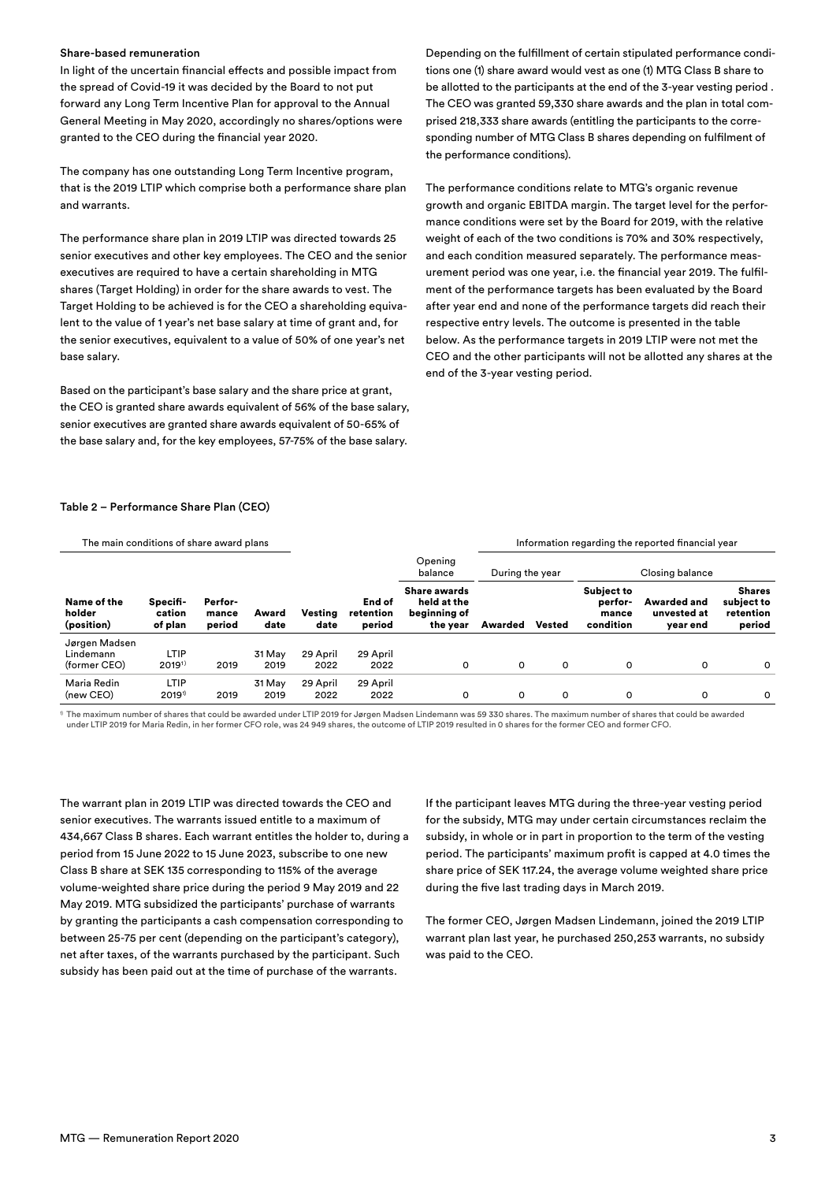**Share-based remuneration**

In light of the uncertain financial effects and possible impact from the spread of Covid-19 it was decided by the Board to not put forward any Long Term Incentive Plan for approval to the Annual General Meeting in May 2020, accordingly no shares/options were granted to the CEO during the financial year 2020.

The company has one outstanding Long Term Incentive program, that is the 2019 LTIP which comprise both a performance share plan and warrants.

The performance share plan in 2019 LTIP was directed towards 25 senior executives and other key employees. The CEO and the senior executives are required to have a certain shareholding in MTG shares (Target Holding) in order for the share awards to vest. The Target Holding to be achieved is for the CEO a shareholding equivalent to the value of 1 year's net base salary at time of grant and, for the senior executives, equivalent to a value of 50% of one year's net base salary.

Based on the participant's base salary and the share price at grant, the CEO is granted share awards equivalent of 56% of the base salary, senior executives are granted share awards equivalent of 50-65% of the base salary and, for the key employees, 57-75% of the base salary.

Depending on the fulfillment of certain stipulated performance conditions one (1) share award would vest as one (1) MTG Class B share to be allotted to the participants at the end of the 3-year vesting period . The CEO was granted 59,330 share awards and the plan in total comprised 218,333 share awards (entitling the participants to the corresponding number of MTG Class B shares depending on fulfilment of the performance conditions).

The performance conditions relate to MTG's organic revenue growth and organic EBITDA margin. The target level for the performance conditions were set by the Board for 2019, with the relative weight of each of the two conditions is 70% and 30% respectively, and each condition measured separately. The performance measurement period was one year, i.e. the financial year 2019. The fulfillment of the performance targets has been evaluated by the Board after year end and none of the performance targets did reach their respective entry levels. The outcome is presented in the table below. As the performance targets in 2019 LTIP were not met the CEO and the other participants will not be allotted any shares at the end of the 3-year vesting period.

**Table 2 – Performance Share Plan (CEO)**

| The main conditions of share award plans | | | | | | Information regarding the reported financial year | | | | | |
|---|---|---|---|---|---|---|---|---|---|---|---|
| | | | | | | Opening balance | During the year | | Closing balance | | |
| **Name of the holder (position)** | **Specification of plan** | **Performance period** | **Award date** | **Vesting date** | **End of retention period** | **Share awards held at the beginning of the year** | **Awarded** | **Vested** | **Subject to performance condition** | **Awarded and unvested at year end** | **Shares subject to retention period** |
| Jørgen Madsen Lindemann (former CEO) | LTIP 2019[1] | 2019 | 31 May 2019 | 29 April 2022 | 29 April 2022 | 0 | 0 | 0 | 0 | 0 | 0 |
| Maria Redin (new CEO) | LTIP 2019[1] | 2019 | 31 May 2019 | 29 April 2022 | 29 April 2022 | 0 | 0 | 0 | 0 | 0 | 0 |

[1] The maximum number of shares that could be awarded under LTIP 2019 for Jørgen Madsen Lindemann was 59 330 shares. The maximum number of shares that could be awarded under LTIP 2019 for Maria Redin, in her former CFO role, was 24 949 shares, the outcome of LTIP 2019 resulted in 0 shares for the former CEO and former CFO.

The warrant plan in 2019 LTIP was directed towards the CEO and senior executives. The warrants issued entitle to a maximum of 434,667 Class B shares. Each warrant entitles the holder to, during a period from 15 June 2022 to 15 June 2023, subscribe to one new Class B share at SEK 135 corresponding to 115% of the average volume-weighted share price during the period 9 May 2019 and 22 May 2019. MTG subsidized the participants' purchase of warrants by granting the participants a cash compensation corresponding to between 25-75 per cent (depending on the participant's category), net after taxes, of the warrants purchased by the participant. Such subsidy has been paid out at the time of purchase of the warrants.

If the participant leaves MTG during the three-year vesting period for the subsidy, MTG may under certain circumstances reclaim the subsidy, in whole or in part in proportion to the term of the vesting period. The participants' maximum profit is capped at 4.0 times the share price of SEK 117.24, the average volume weighted share price during the five last trading days in March 2019.

The former CEO, Jørgen Madsen Lindemann, joined the 2019 LTIP warrant plan last year, he purchased 250,253 warrants, no subsidy was paid to the CEO.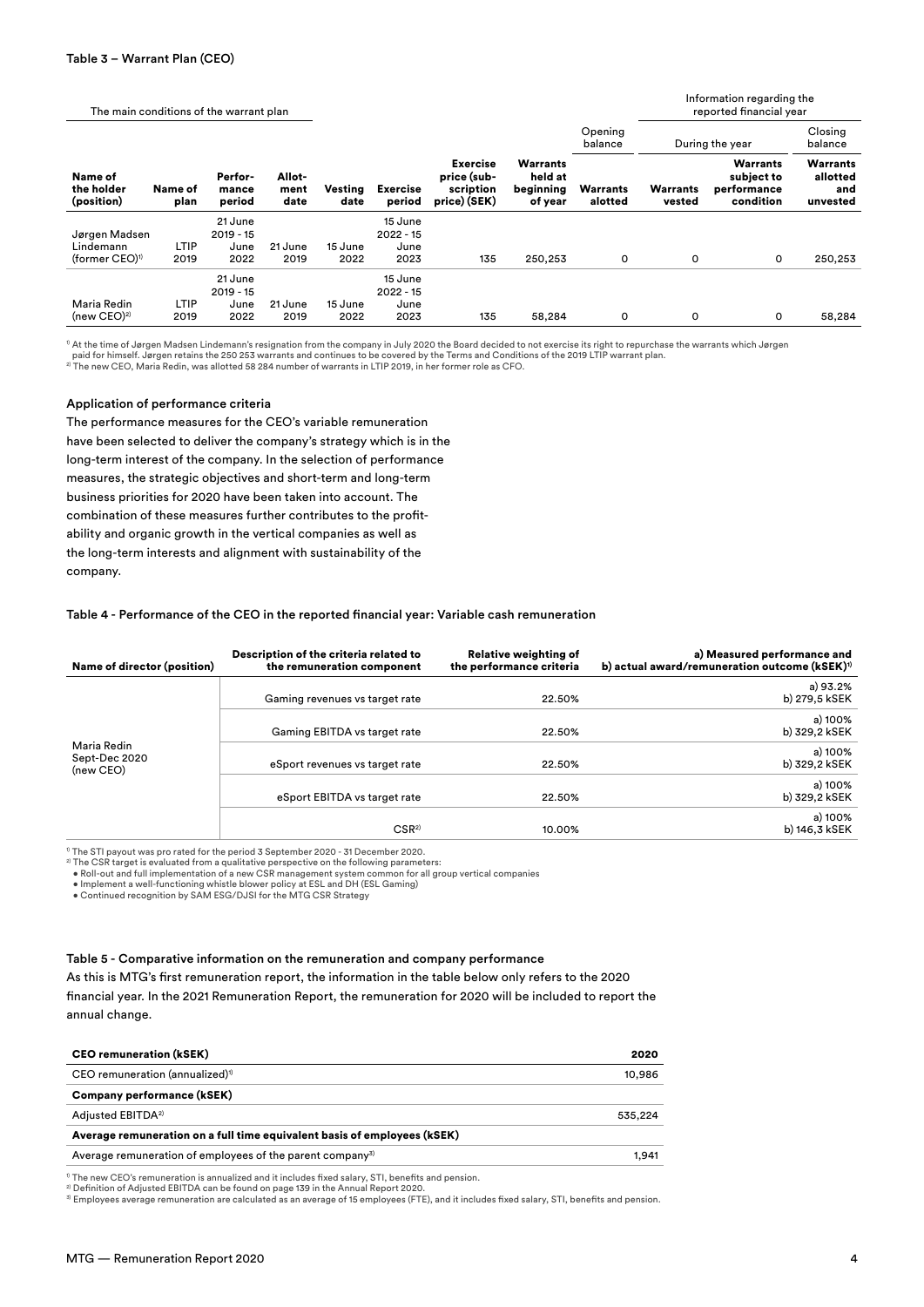#### Table 3 – Warrant Plan (CEO)

| The main conditions of the warrant plan | | | | | | | | Information regarding the reported financial year | | | |
|---|---|---|---|---|---|---|---|---|---|---|---|
| | | | | | | | | Opening balance | During the year | | Closing balance |
| Name of the holder (position) | Name of plan | Performance period | Allotment date | Vesting date | Exercise period | Exercise price (subscription price) (SEK) | Warrants held at beginning of year | Warrants allotted | Warrants vested | Warrants subject to performance condition | Warrants allotted and unvested |
| Jørgen Madsen Lindemann (former CEO)[1] | LTIP 2019 | 21 June 2019 - 15 June 2022 | 21 June 2019 | 15 June 2022 | 15 June 2022 - 15 June 2023 | 135 | 250,253 | 0 | 0 | 0 | 250,253 |
| Maria Redin (new CEO)[2] | LTIP 2019 | 21 June 2019 - 15 June 2022 | 21 June 2019 | 15 June 2022 | 15 June 2022 - 15 June 2023 | 135 | 58,284 | 0 | 0 | 0 | 58,284 |

[1] At the time of Jørgen Madsen Lindemann's resignation from the company in July 2020 the Board decided to not exercise its right to repurchase the warrants which Jørgen paid for himself. Jørgen retains the 250 253 warrants and continues to be covered by the Terms and Conditions of the 2019 LTIP warrant plan.
[2] The new CEO, Maria Redin, was allotted 58 284 number of warrants in LTIP 2019, in her former role as CFO.

#### Application of performance criteria

The performance measures for the CEO's variable remuneration have been selected to deliver the company's strategy which is in the long-term interest of the company. In the selection of performance measures, the strategic objectives and short-term and long-term business priorities for 2020 have been taken into account. The combination of these measures further contributes to the profitability and organic growth in the vertical companies as well as the long-term interests and alignment with sustainability of the company.

#### Table 4 - Performance of the CEO in the reported financial year: Variable cash remuneration

| Name of director (position) | Description of the criteria related to the remuneration component | Relative weighting of the performance criteria | a) Measured performance and b) actual award/remuneration outcome (kSEK)[1] |
|---|---|---|---|
| Maria Redin Sept-Dec 2020 (new CEO) | Gaming revenues vs target rate | 22.50% | a) 93.2% b) 279,5 kSEK |
| | Gaming EBITDA vs target rate | 22.50% | a) 100% b) 329,2 kSEK |
| | eSport revenues vs target rate | 22.50% | a) 100% b) 329,2 kSEK |
| | eSport EBITDA vs target rate | 22.50% | a) 100% b) 329,2 kSEK |
| | CSR[2] | 10.00% | a) 100% b) 146,3 kSEK |

[1] The STI payout was pro rated for the period 3 September 2020 - 31 December 2020.
[2] The CSR target is evaluated from a qualitative perspective on the following parameters:
- Roll-out and full implementation of a new CSR management system common for all group vertical companies
- Implement a well-functioning whistle blower policy at ESL and DH (ESL Gaming)
- Continued recognition by SAM ESG/DJSI for the MTG CSR Strategy

#### Table 5 - Comparative information on the remuneration and company performance

As this is MTG's first remuneration report, the information in the table below only refers to the 2020 financial year. In the 2021 Remuneration Report, the remuneration for 2020 will be included to report the annual change.

| CEO remuneration (kSEK) | 2020 |
|---|---|
| CEO remuneration (annualized)[1] | 10,986 |
| **Company performance (kSEK)** | |
| Adjusted EBITDA[2] | 535,224 |
| **Average remuneration on a full time equivalent basis of employees (kSEK)** | |
| Average remuneration of employees of the parent company[3] | 1,941 |

[1] The new CEO's remuneration is annualized and it includes fixed salary, STI, benefits and pension.
[2] Definition of Adjusted EBITDA can be found on page 139 in the Annual Report 2020.
[3] Employees average remuneration are calculated as an average of 15 employees (FTE), and it includes fixed salary, STI, benefits and pension.